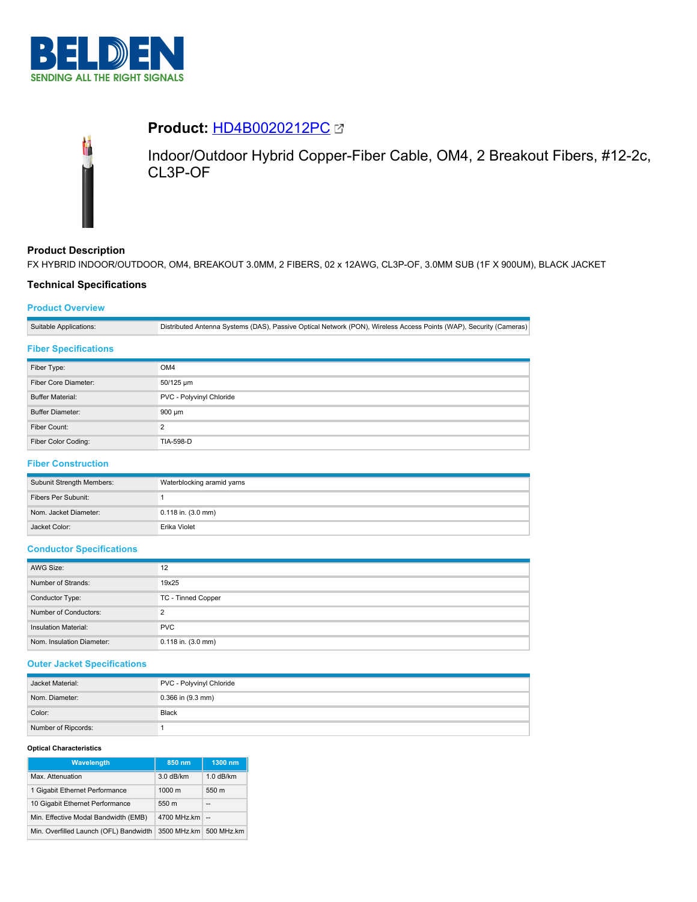# Product: HD4B0020212PC

Indoor/Outdoor Hybrid Copper-Fiber Cable, OM4, 2 Breakout Fibers, #12-2c, CL3P-OF

## Product Description

FX HYBRID INDOOR/OUTDOOR, OM4, BREAKOUT 3.0MM, 2 FIBERS, 02 x 12AWG, CL3P-OF, 3.0MM SUB (1F X 900UM), BLACK JACKET

## Technical Specifications

### Product Overview

| | |
|---|---|
| Suitable Applications: | Distributed Antenna Systems (DAS), Passive Optical Network (PON), Wireless Access Points (WAP), Security (Cameras) |

### Fiber Specifications

| | |
|---|---|
| Fiber Type: | OM4 |
| Fiber Core Diameter: | 50/125 µm |
| Buffer Material: | PVC - Polyvinyl Chloride |
| Buffer Diameter: | 900 µm |
| Fiber Count: | 2 |
| Fiber Color Coding: | TIA-598-D |

### Fiber Construction

| | |
|---|---|
| Subunit Strength Members: | Waterblocking aramid yarns |
| Fibers Per Subunit: | 1 |
| Nom. Jacket Diameter: | 0.118 in. (3.0 mm) |
| Jacket Color: | Erika Violet |

### Conductor Specifications

| | |
|---|---|
| AWG Size: | 12 |
| Number of Strands: | 19x25 |
| Conductor Type: | TC - Tinned Copper |
| Number of Conductors: | 2 |
| Insulation Material: | PVC |
| Nom. Insulation Diameter: | 0.118 in. (3.0 mm) |

### Outer Jacket Specifications

| | |
|---|---|
| Jacket Material: | PVC - Polyvinyl Chloride |
| Nom. Diameter: | 0.366 in (9.3 mm) |
| Color: | Black |
| Number of Ripcords: | 1 |

#### Optical Characteristics

| Wavelength | 850 nm | 1300 nm |
|---|---|---|
| Max. Attenuation | 3.0 dB/km | 1.0 dB/km |
| 1 Gigabit Ethernet Performance | 1000 m | 550 m |
| 10 Gigabit Ethernet Performance | 550 m | -- |
| Min. Effective Modal Bandwidth (EMB) | 4700 MHz.km | -- |
| Min. Overfilled Launch (OFL) Bandwidth | 3500 MHz.km | 500 MHz.km |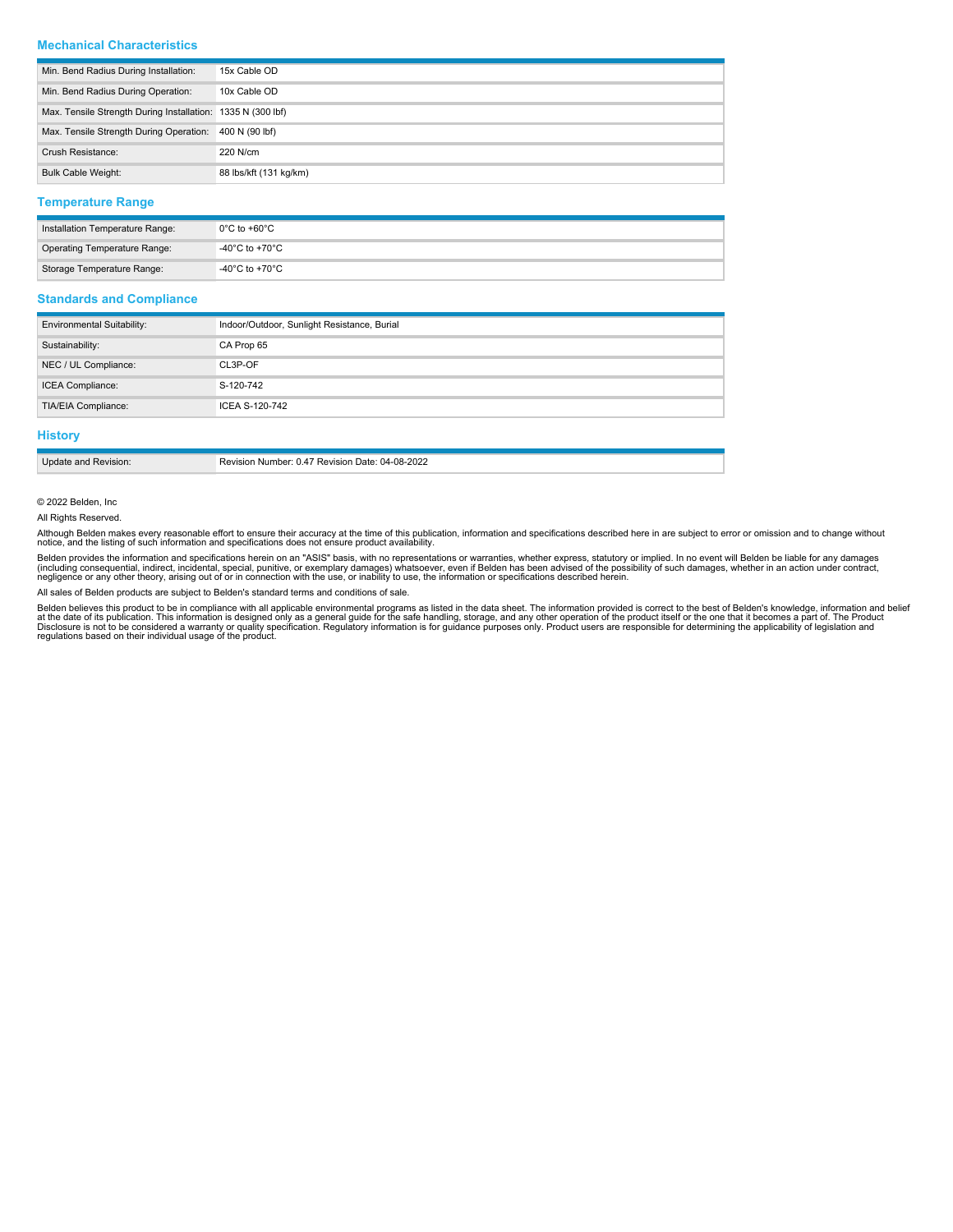### Mechanical Characteristics

| | |
|---|---|
| Min. Bend Radius During Installation: | 15x Cable OD |
| Min. Bend Radius During Operation: | 10x Cable OD |
| Max. Tensile Strength During Installation: | 1335 N (300 lbf) |
| Max. Tensile Strength During Operation: | 400 N (90 lbf) |
| Crush Resistance: | 220 N/cm |
| Bulk Cable Weight: | 88 lbs/kft (131 kg/km) |

### Temperature Range

| | |
|---|---|
| Installation Temperature Range: | 0°C to +60°C |
| Operating Temperature Range: | -40°C to +70°C |
| Storage Temperature Range: | -40°C to +70°C |

### Standards and Compliance

| | |
|---|---|
| Environmental Suitability: | Indoor/Outdoor, Sunlight Resistance, Burial |
| Sustainability: | CA Prop 65 |
| NEC / UL Compliance: | CL3P-OF |
| ICEA Compliance: | S-120-742 |
| TIA/EIA Compliance: | ICEA S-120-742 |

### History

| | |
|---|---|
| Update and Revision: | Revision Number: 0.47 Revision Date: 04-08-2022 |

© 2022 Belden, Inc

All Rights Reserved.

Although Belden makes every reasonable effort to ensure their accuracy at the time of this publication, information and specifications described here in are subject to error or omission and to change without notice, and the listing of such information and specifications does not ensure product availability.

Belden provides the information and specifications herein on an "ASIS" basis, with no representations or warranties, whether express, statutory or implied. In no event will Belden be liable for any damages (including consequential, indirect, incidental, special, punitive, or exemplary damages) whatsoever, even if Belden has been advised of the possibility of such damages, whether in an action under contract, negligence or any other theory, arising out of or in connection with the use, or inability to use, the information or specifications described herein.

All sales of Belden products are subject to Belden's standard terms and conditions of sale.

Belden believes this product to be in compliance with all applicable environmental programs as listed in the data sheet. The information provided is correct to the best of Belden's knowledge, information and belief at the date of its publication. This information is designed only as a general guide for the safe handling, storage, and any other operation of the product itself or the one that it becomes a part of. The Product Disclosure is not to be considered a warranty or quality specification. Regulatory information is for guidance purposes only. Product users are responsible for determining the applicability of legislation and regulations based on their individual usage of the product.